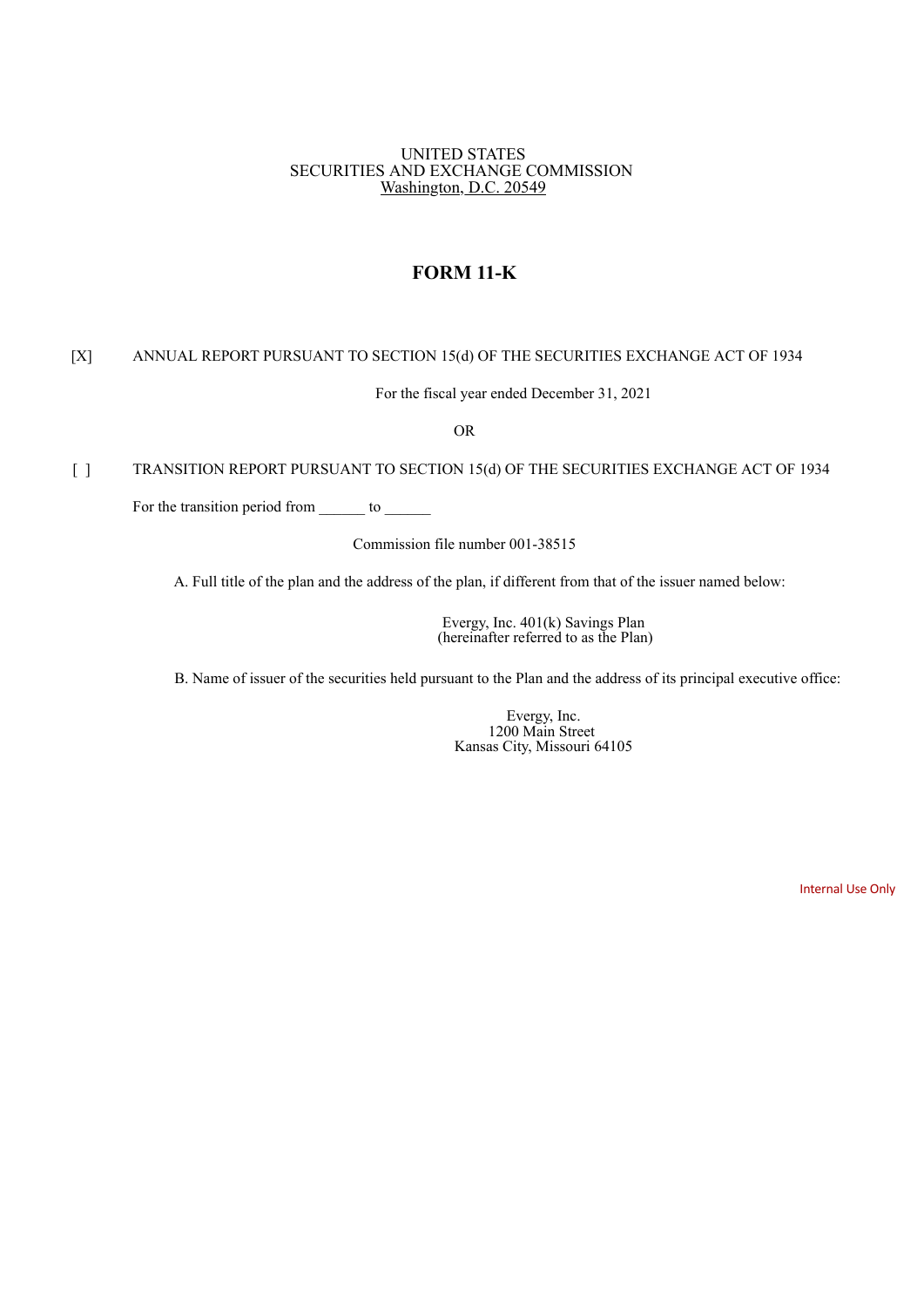UNITED STATES
SECURITIES AND EXCHANGE COMMISSION
Washington, D.C. 20549

# FORM 11-K

[X] ANNUAL REPORT PURSUANT TO SECTION 15(d) OF THE SECURITIES EXCHANGE ACT OF 1934

For the fiscal year ended December 31, 2021

OR

[ ] TRANSITION REPORT PURSUANT TO SECTION 15(d) OF THE SECURITIES EXCHANGE ACT OF 1934

For the transition period from ______ to ______

Commission file number 001-38515

A. Full title of the plan and the address of the plan, if different from that of the issuer named below:

Evergy, Inc. 401(k) Savings Plan
(hereinafter referred to as the Plan)

B. Name of issuer of the securities held pursuant to the Plan and the address of its principal executive office:

Evergy, Inc.
1200 Main Street
Kansas City, Missouri 64105

Internal Use Only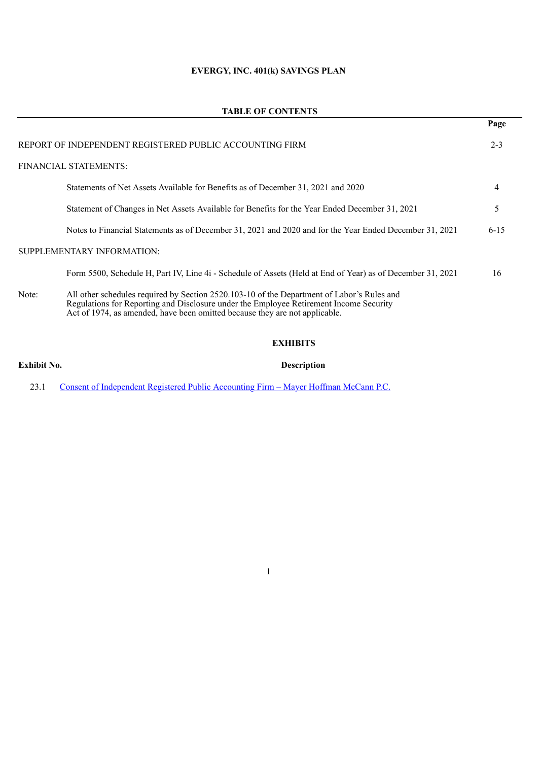# EVERGY, INC. 401(k) SAVINGS PLAN

## TABLE OF CONTENTS

| | Page |
|---|---|
| REPORT OF INDEPENDENT REGISTERED PUBLIC ACCOUNTING FIRM | 2-3 |
| FINANCIAL STATEMENTS: | |
| Statements of Net Assets Available for Benefits as of December 31, 2021 and 2020 | 4 |
| Statement of Changes in Net Assets Available for Benefits for the Year Ended December 31, 2021 | 5 |
| Notes to Financial Statements as of December 31, 2021 and 2020 and for the Year Ended December 31, 2021 | 6-15 |
| SUPPLEMENTARY INFORMATION: | |
| Form 5500, Schedule H, Part IV, Line 4i - Schedule of Assets (Held at End of Year) as of December 31, 2021 | 16 |

Note: All other schedules required by Section 2520.103-10 of the Department of Labor's Rules and Regulations for Reporting and Disclosure under the Employee Retirement Income Security Act of 1974, as amended, have been omitted because they are not applicable.

## EXHIBITS

| Exhibit No. | Description |
|---|---|
| 23.1 | Consent of Independent Registered Public Accounting Firm – Mayer Hoffman McCann P.C. |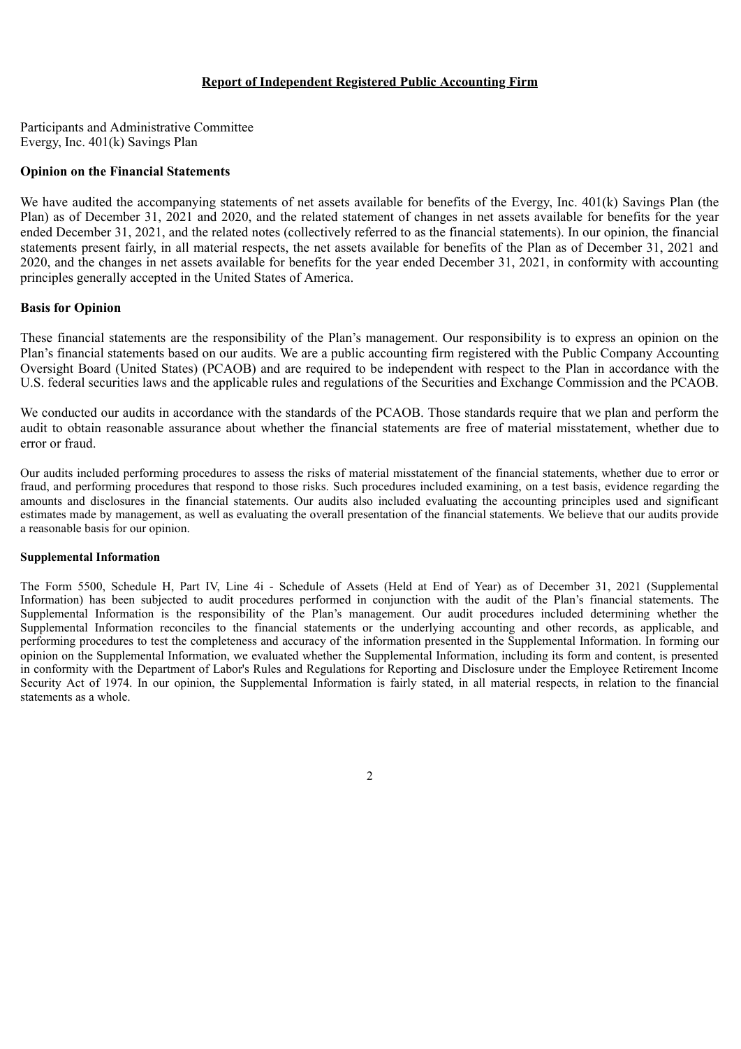# Report of Independent Registered Public Accounting Firm

Participants and Administrative Committee
Evergy, Inc. 401(k) Savings Plan

## Opinion on the Financial Statements

We have audited the accompanying statements of net assets available for benefits of the Evergy, Inc. 401(k) Savings Plan (the Plan) as of December 31, 2021 and 2020, and the related statement of changes in net assets available for benefits for the year ended December 31, 2021, and the related notes (collectively referred to as the financial statements). In our opinion, the financial statements present fairly, in all material respects, the net assets available for benefits of the Plan as of December 31, 2021 and 2020, and the changes in net assets available for benefits for the year ended December 31, 2021, in conformity with accounting principles generally accepted in the United States of America.

## Basis for Opinion

These financial statements are the responsibility of the Plan's management. Our responsibility is to express an opinion on the Plan's financial statements based on our audits. We are a public accounting firm registered with the Public Company Accounting Oversight Board (United States) (PCAOB) and are required to be independent with respect to the Plan in accordance with the U.S. federal securities laws and the applicable rules and regulations of the Securities and Exchange Commission and the PCAOB.

We conducted our audits in accordance with the standards of the PCAOB. Those standards require that we plan and perform the audit to obtain reasonable assurance about whether the financial statements are free of material misstatement, whether due to error or fraud.

Our audits included performing procedures to assess the risks of material misstatement of the financial statements, whether due to error or fraud, and performing procedures that respond to those risks. Such procedures included examining, on a test basis, evidence regarding the amounts and disclosures in the financial statements. Our audits also included evaluating the accounting principles used and significant estimates made by management, as well as evaluating the overall presentation of the financial statements. We believe that our audits provide a reasonable basis for our opinion.

## Supplemental Information

The Form 5500, Schedule H, Part IV, Line 4i - Schedule of Assets (Held at End of Year) as of December 31, 2021 (Supplemental Information) has been subjected to audit procedures performed in conjunction with the audit of the Plan's financial statements. The Supplemental Information is the responsibility of the Plan's management. Our audit procedures included determining whether the Supplemental Information reconciles to the financial statements or the underlying accounting and other records, as applicable, and performing procedures to test the completeness and accuracy of the information presented in the Supplemental Information. In forming our opinion on the Supplemental Information, we evaluated whether the Supplemental Information, including its form and content, is presented in conformity with the Department of Labor's Rules and Regulations for Reporting and Disclosure under the Employee Retirement Income Security Act of 1974. In our opinion, the Supplemental Information is fairly stated, in all material respects, in relation to the financial statements as a whole.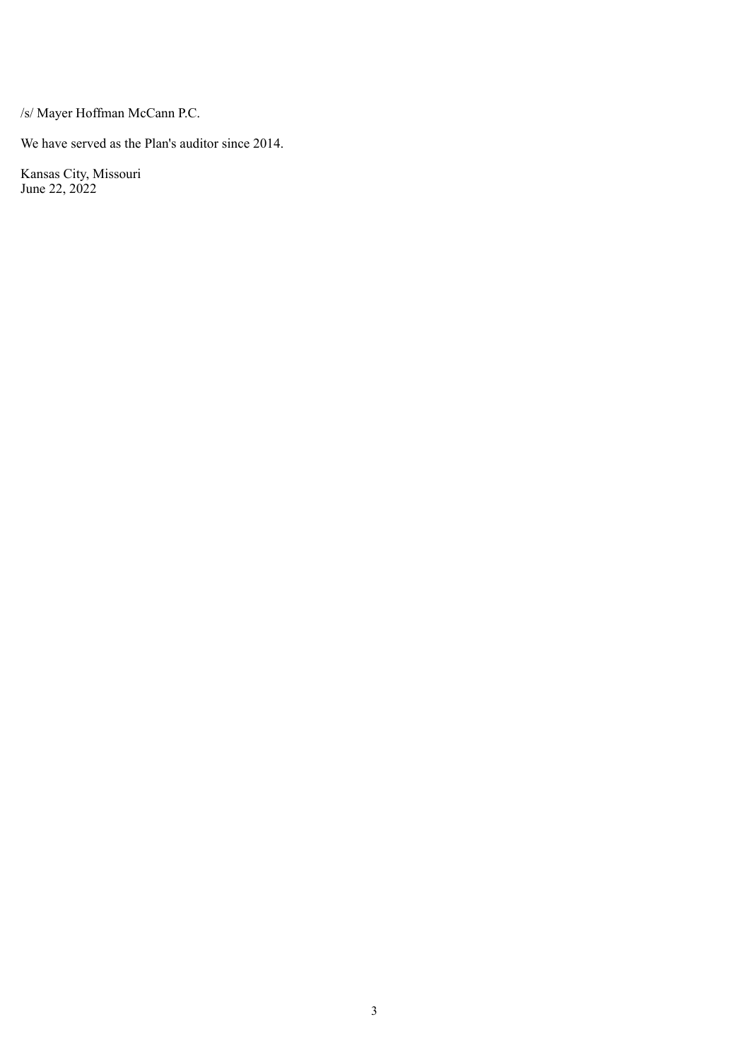/s/ Mayer Hoffman McCann P.C.

We have served as the Plan's auditor since 2014.

Kansas City, Missouri
June 22, 2022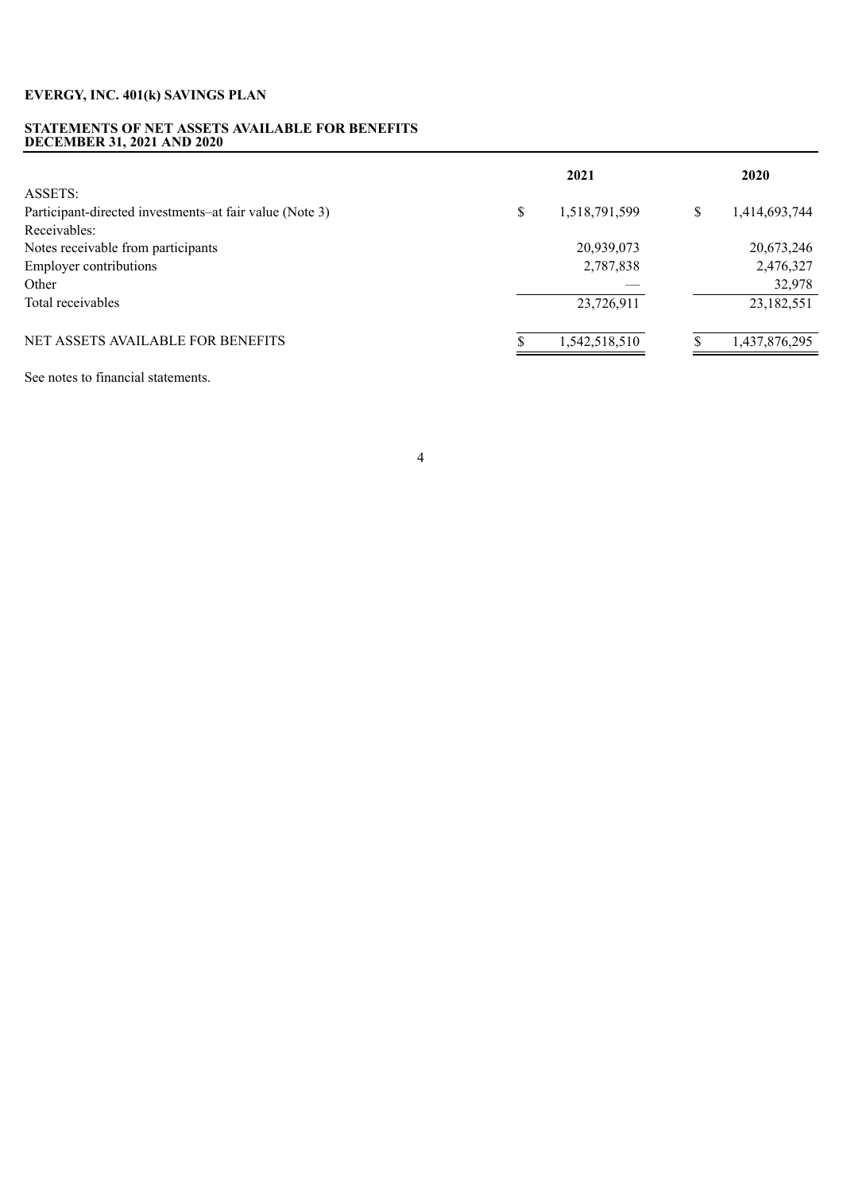**EVERGY, INC. 401(k) SAVINGS PLAN**

**STATEMENTS OF NET ASSETS AVAILABLE FOR BENEFITS**
**DECEMBER 31, 2021 AND 2020**

| | 2021 | 2020 |
|---|---|---|
| ASSETS: | | |
| Participant-directed investments–at fair value (Note 3) | $ 1,518,791,599 | $ 1,414,693,744 |
| Receivables: | | |
| Notes receivable from participants | 20,939,073 | 20,673,246 |
| Employer contributions | 2,787,838 | 2,476,327 |
| Other | — | 32,978 |
| Total receivables | 23,726,911 | 23,182,551 |
| NET ASSETS AVAILABLE FOR BENEFITS | $ 1,542,518,510 | $ 1,437,876,295 |

See notes to financial statements.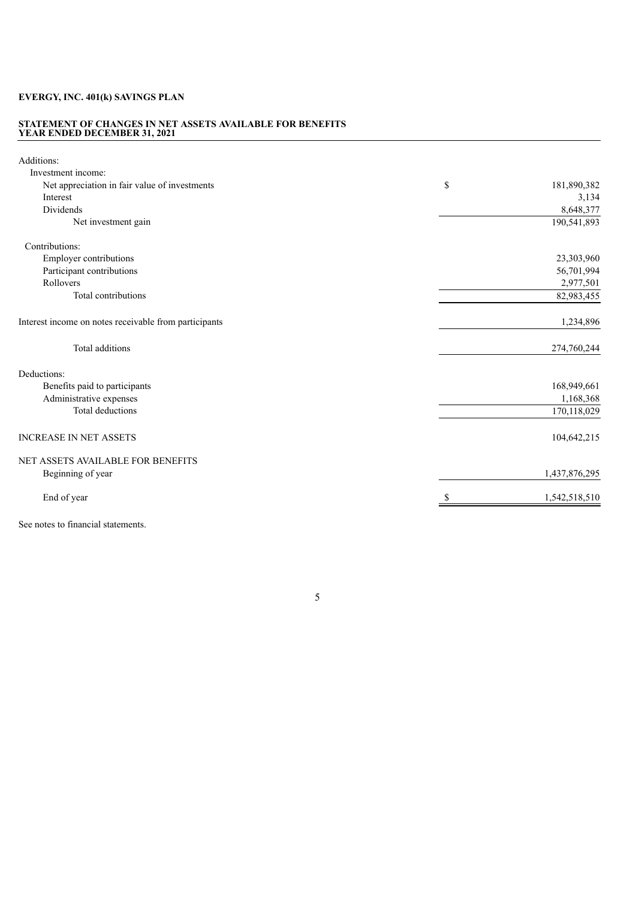**EVERGY, INC. 401(k) SAVINGS PLAN**

**STATEMENT OF CHANGES IN NET ASSETS AVAILABLE FOR BENEFITS**
**YEAR ENDED DECEMBER 31, 2021**

| | |
|---|---|
| Additions: | |
| Investment income: | |
| Net appreciation in fair value of investments | $ 181,890,382 |
| Interest | 3,134 |
| Dividends | 8,648,377 |
| Net investment gain | 190,541,893 |
| Contributions: | |
| Employer contributions | 23,303,960 |
| Participant contributions | 56,701,994 |
| Rollovers | 2,977,501 |
| Total contributions | 82,983,455 |
| Interest income on notes receivable from participants | 1,234,896 |
| Total additions | 274,760,244 |
| Deductions: | |
| Benefits paid to participants | 168,949,661 |
| Administrative expenses | 1,168,368 |
| Total deductions | 170,118,029 |
| INCREASE IN NET ASSETS | 104,642,215 |
| NET ASSETS AVAILABLE FOR BENEFITS | |
| Beginning of year | 1,437,876,295 |
| End of year | $ 1,542,518,510 |

See notes to financial statements.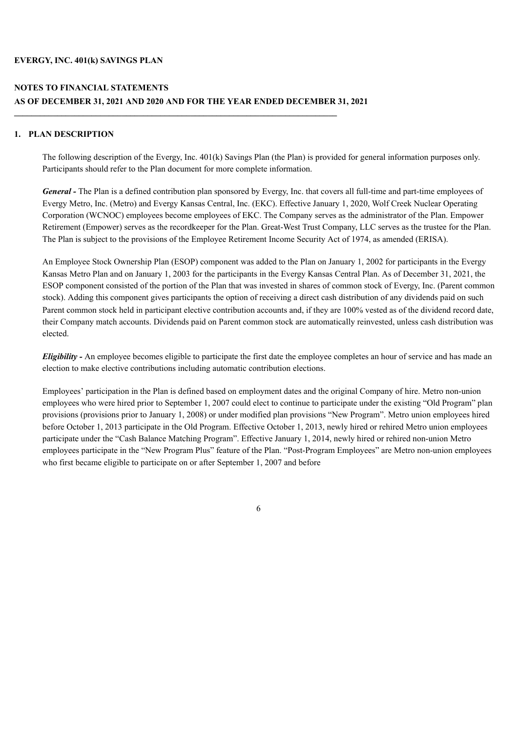**EVERGY, INC. 401(k) SAVINGS PLAN**

**NOTES TO FINANCIAL STATEMENTS**
**AS OF DECEMBER 31, 2021 AND 2020 AND FOR THE YEAR ENDED DECEMBER 31, 2021**

---

## 1. PLAN DESCRIPTION

The following description of the Evergy, Inc. 401(k) Savings Plan (the Plan) is provided for general information purposes only. Participants should refer to the Plan document for more complete information.

***General -*** The Plan is a defined contribution plan sponsored by Evergy, Inc. that covers all full-time and part-time employees of Evergy Metro, Inc. (Metro) and Evergy Kansas Central, Inc. (EKC). Effective January 1, 2020, Wolf Creek Nuclear Operating Corporation (WCNOC) employees become employees of EKC. The Company serves as the administrator of the Plan. Empower Retirement (Empower) serves as the recordkeeper for the Plan. Great-West Trust Company, LLC serves as the trustee for the Plan. The Plan is subject to the provisions of the Employee Retirement Income Security Act of 1974, as amended (ERISA).

An Employee Stock Ownership Plan (ESOP) component was added to the Plan on January 1, 2002 for participants in the Evergy Kansas Metro Plan and on January 1, 2003 for the participants in the Evergy Kansas Central Plan. As of December 31, 2021, the ESOP component consisted of the portion of the Plan that was invested in shares of common stock of Evergy, Inc. (Parent common stock). Adding this component gives participants the option of receiving a direct cash distribution of any dividends paid on such Parent common stock held in participant elective contribution accounts and, if they are 100% vested as of the dividend record date, their Company match accounts. Dividends paid on Parent common stock are automatically reinvested, unless cash distribution was elected.

***Eligibility -*** An employee becomes eligible to participate the first date the employee completes an hour of service and has made an election to make elective contributions including automatic contribution elections.

Employees' participation in the Plan is defined based on employment dates and the original Company of hire. Metro non-union employees who were hired prior to September 1, 2007 could elect to continue to participate under the existing "Old Program" plan provisions (provisions prior to January 1, 2008) or under modified plan provisions "New Program". Metro union employees hired before October 1, 2013 participate in the Old Program. Effective October 1, 2013, newly hired or rehired Metro union employees participate under the "Cash Balance Matching Program". Effective January 1, 2014, newly hired or rehired non-union Metro employees participate in the "New Program Plus" feature of the Plan. "Post-Program Employees" are Metro non-union employees who first became eligible to participate on or after September 1, 2007 and before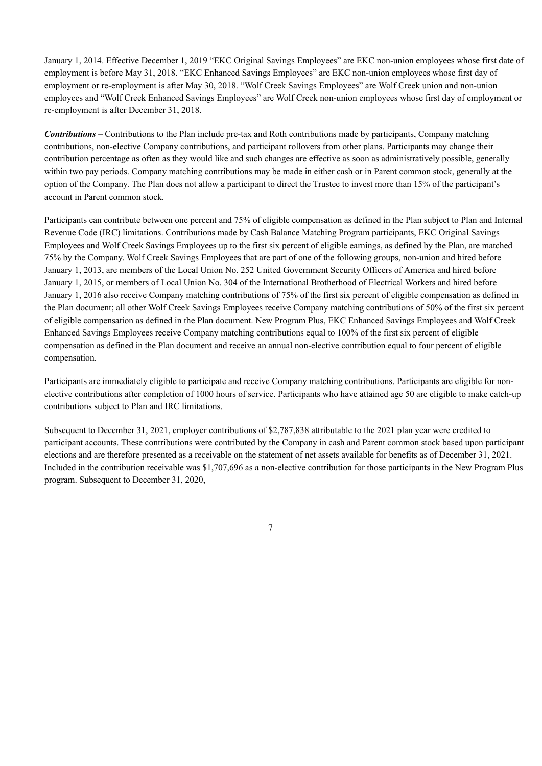January 1, 2014. Effective December 1, 2019 "EKC Original Savings Employees" are EKC non-union employees whose first date of employment is before May 31, 2018. "EKC Enhanced Savings Employees" are EKC non-union employees whose first day of employment or re-employment is after May 30, 2018. "Wolf Creek Savings Employees" are Wolf Creek union and non-union employees and "Wolf Creek Enhanced Savings Employees" are Wolf Creek non-union employees whose first day of employment or re-employment is after December 31, 2018.

***Contributions*** – Contributions to the Plan include pre-tax and Roth contributions made by participants, Company matching contributions, non-elective Company contributions, and participant rollovers from other plans. Participants may change their contribution percentage as often as they would like and such changes are effective as soon as administratively possible, generally within two pay periods. Company matching contributions may be made in either cash or in Parent common stock, generally at the option of the Company. The Plan does not allow a participant to direct the Trustee to invest more than 15% of the participant's account in Parent common stock.

Participants can contribute between one percent and 75% of eligible compensation as defined in the Plan subject to Plan and Internal Revenue Code (IRC) limitations. Contributions made by Cash Balance Matching Program participants, EKC Original Savings Employees and Wolf Creek Savings Employees up to the first six percent of eligible earnings, as defined by the Plan, are matched 75% by the Company. Wolf Creek Savings Employees that are part of one of the following groups, non-union and hired before January 1, 2013, are members of the Local Union No. 252 United Government Security Officers of America and hired before January 1, 2015, or members of Local Union No. 304 of the International Brotherhood of Electrical Workers and hired before January 1, 2016 also receive Company matching contributions of 75% of the first six percent of eligible compensation as defined in the Plan document; all other Wolf Creek Savings Employees receive Company matching contributions of 50% of the first six percent of eligible compensation as defined in the Plan document. New Program Plus, EKC Enhanced Savings Employees and Wolf Creek Enhanced Savings Employees receive Company matching contributions equal to 100% of the first six percent of eligible compensation as defined in the Plan document and receive an annual non-elective contribution equal to four percent of eligible compensation.

Participants are immediately eligible to participate and receive Company matching contributions. Participants are eligible for non-elective contributions after completion of 1000 hours of service. Participants who have attained age 50 are eligible to make catch-up contributions subject to Plan and IRC limitations.

Subsequent to December 31, 2021, employer contributions of $2,787,838 attributable to the 2021 plan year were credited to participant accounts. These contributions were contributed by the Company in cash and Parent common stock based upon participant elections and are therefore presented as a receivable on the statement of net assets available for benefits as of December 31, 2021. Included in the contribution receivable was $1,707,696 as a non-elective contribution for those participants in the New Program Plus program. Subsequent to December 31, 2020,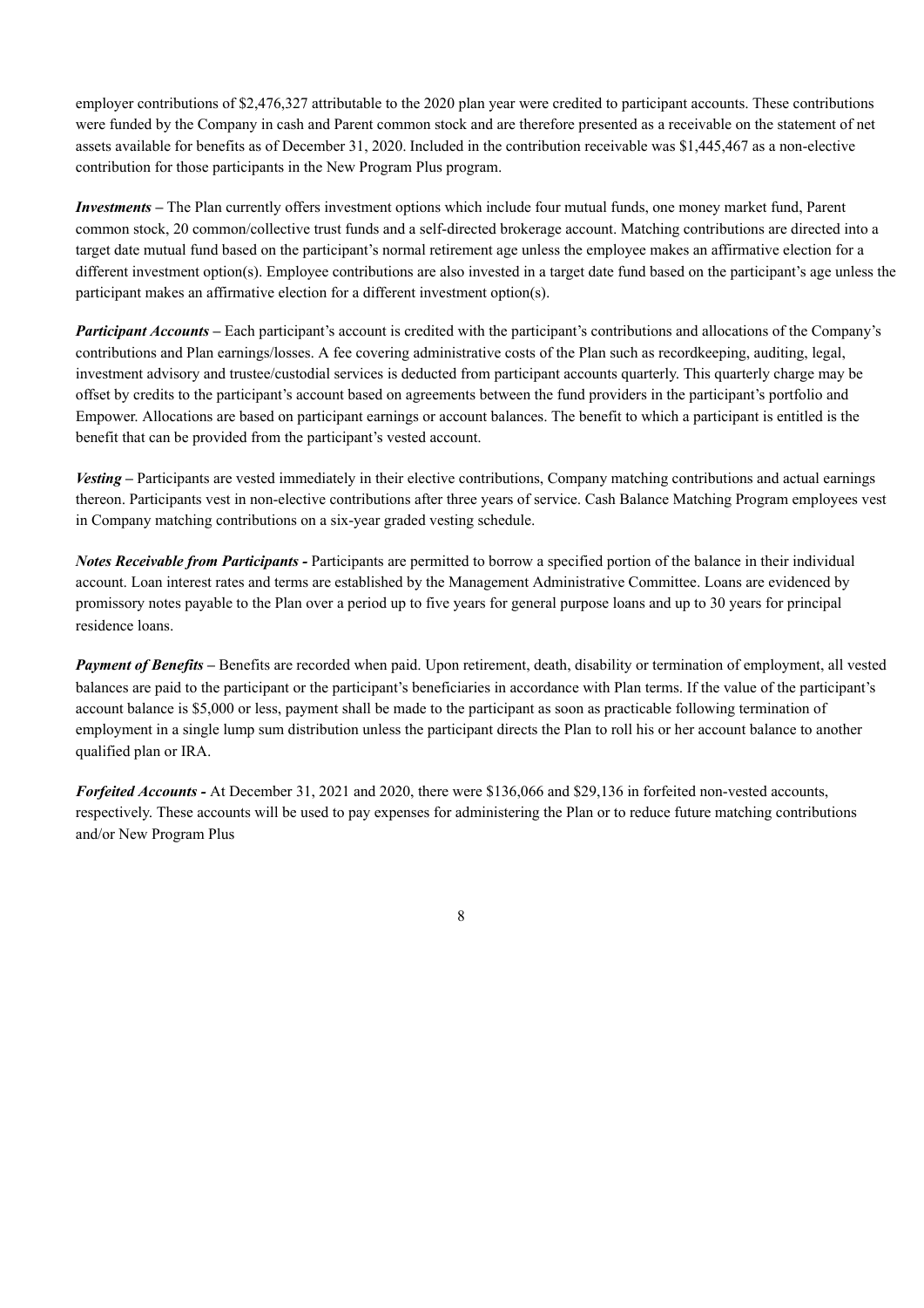employer contributions of $2,476,327 attributable to the 2020 plan year were credited to participant accounts. These contributions were funded by the Company in cash and Parent common stock and are therefore presented as a receivable on the statement of net assets available for benefits as of December 31, 2020. Included in the contribution receivable was $1,445,467 as a non-elective contribution for those participants in the New Program Plus program.

***Investments*** – The Plan currently offers investment options which include four mutual funds, one money market fund, Parent common stock, 20 common/collective trust funds and a self-directed brokerage account. Matching contributions are directed into a target date mutual fund based on the participant's normal retirement age unless the employee makes an affirmative election for a different investment option(s). Employee contributions are also invested in a target date fund based on the participant's age unless the participant makes an affirmative election for a different investment option(s).

***Participant Accounts*** – Each participant's account is credited with the participant's contributions and allocations of the Company's contributions and Plan earnings/losses. A fee covering administrative costs of the Plan such as recordkeeping, auditing, legal, investment advisory and trustee/custodial services is deducted from participant accounts quarterly. This quarterly charge may be offset by credits to the participant's account based on agreements between the fund providers in the participant's portfolio and Empower. Allocations are based on participant earnings or account balances. The benefit to which a participant is entitled is the benefit that can be provided from the participant's vested account.

***Vesting*** – Participants are vested immediately in their elective contributions, Company matching contributions and actual earnings thereon. Participants vest in non-elective contributions after three years of service. Cash Balance Matching Program employees vest in Company matching contributions on a six-year graded vesting schedule.

***Notes Receivable from Participants*** **-** Participants are permitted to borrow a specified portion of the balance in their individual account. Loan interest rates and terms are established by the Management Administrative Committee. Loans are evidenced by promissory notes payable to the Plan over a period up to five years for general purpose loans and up to 30 years for principal residence loans.

***Payment of Benefits*** – Benefits are recorded when paid. Upon retirement, death, disability or termination of employment, all vested balances are paid to the participant or the participant's beneficiaries in accordance with Plan terms. If the value of the participant's account balance is $5,000 or less, payment shall be made to the participant as soon as practicable following termination of employment in a single lump sum distribution unless the participant directs the Plan to roll his or her account balance to another qualified plan or IRA.

***Forfeited Accounts*** **-** At December 31, 2021 and 2020, there were $136,066 and $29,136 in forfeited non-vested accounts, respectively. These accounts will be used to pay expenses for administering the Plan or to reduce future matching contributions and/or New Program Plus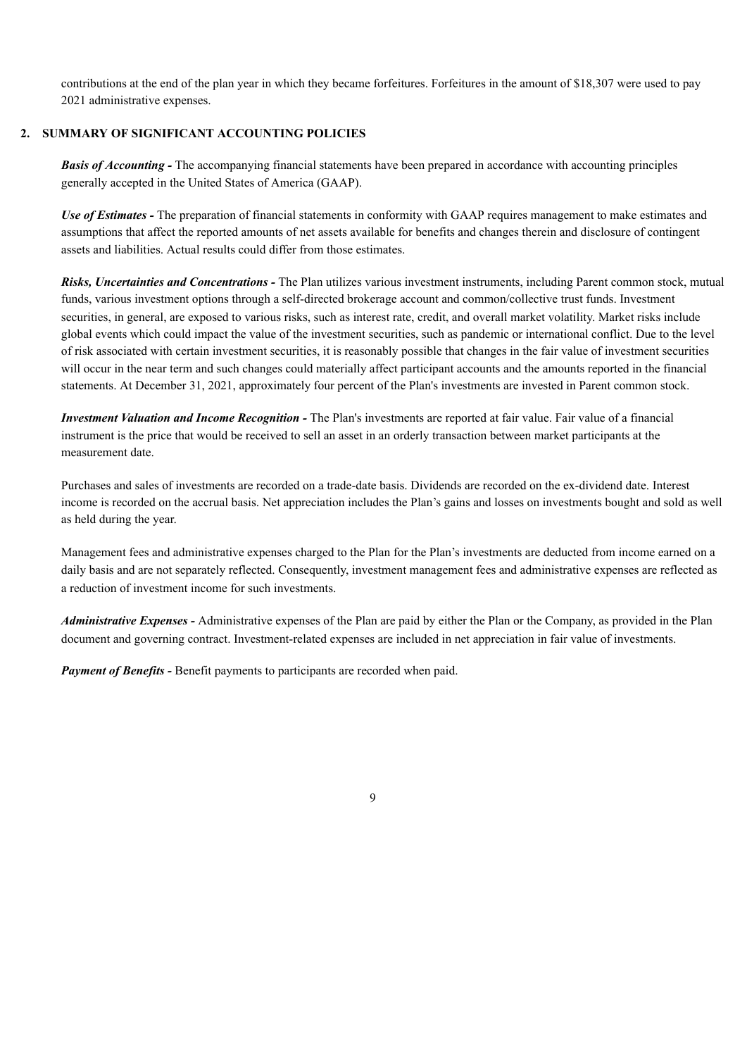contributions at the end of the plan year in which they became forfeitures. Forfeitures in the amount of $18,307 were used to pay 2021 administrative expenses.

## 2. SUMMARY OF SIGNIFICANT ACCOUNTING POLICIES

***Basis of Accounting -*** The accompanying financial statements have been prepared in accordance with accounting principles generally accepted in the United States of America (GAAP).

***Use of Estimates -*** The preparation of financial statements in conformity with GAAP requires management to make estimates and assumptions that affect the reported amounts of net assets available for benefits and changes therein and disclosure of contingent assets and liabilities. Actual results could differ from those estimates.

***Risks, Uncertainties and Concentrations -*** The Plan utilizes various investment instruments, including Parent common stock, mutual funds, various investment options through a self-directed brokerage account and common/collective trust funds. Investment securities, in general, are exposed to various risks, such as interest rate, credit, and overall market volatility. Market risks include global events which could impact the value of the investment securities, such as pandemic or international conflict. Due to the level of risk associated with certain investment securities, it is reasonably possible that changes in the fair value of investment securities will occur in the near term and such changes could materially affect participant accounts and the amounts reported in the financial statements. At December 31, 2021, approximately four percent of the Plan's investments are invested in Parent common stock.

***Investment Valuation and Income Recognition -*** The Plan's investments are reported at fair value. Fair value of a financial instrument is the price that would be received to sell an asset in an orderly transaction between market participants at the measurement date.

Purchases and sales of investments are recorded on a trade-date basis. Dividends are recorded on the ex-dividend date. Interest income is recorded on the accrual basis. Net appreciation includes the Plan's gains and losses on investments bought and sold as well as held during the year.

Management fees and administrative expenses charged to the Plan for the Plan's investments are deducted from income earned on a daily basis and are not separately reflected. Consequently, investment management fees and administrative expenses are reflected as a reduction of investment income for such investments.

***Administrative Expenses -*** Administrative expenses of the Plan are paid by either the Plan or the Company, as provided in the Plan document and governing contract. Investment-related expenses are included in net appreciation in fair value of investments.

***Payment of Benefits -*** Benefit payments to participants are recorded when paid.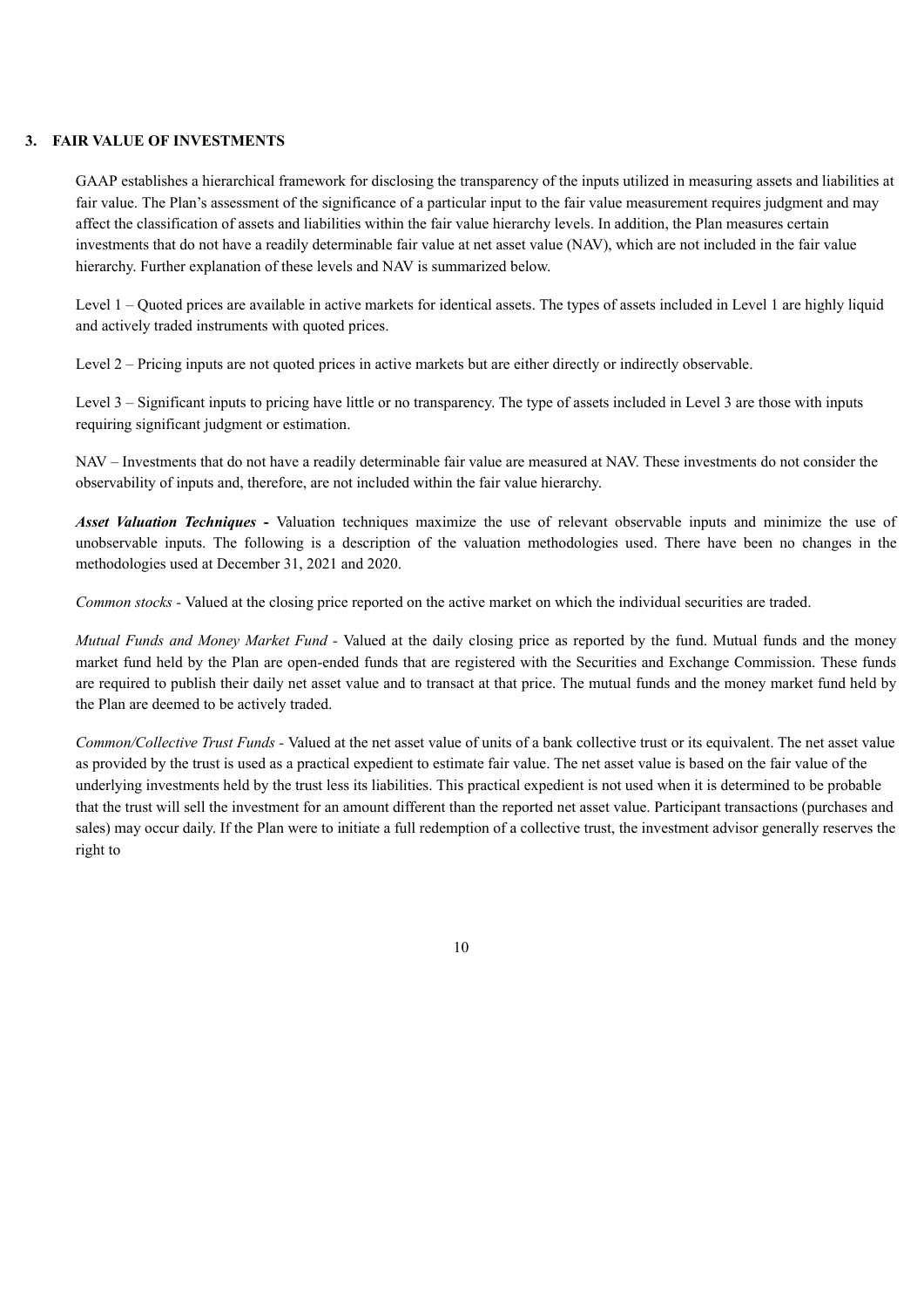## 3. FAIR VALUE OF INVESTMENTS

GAAP establishes a hierarchical framework for disclosing the transparency of the inputs utilized in measuring assets and liabilities at fair value. The Plan's assessment of the significance of a particular input to the fair value measurement requires judgment and may affect the classification of assets and liabilities within the fair value hierarchy levels. In addition, the Plan measures certain investments that do not have a readily determinable fair value at net asset value (NAV), which are not included in the fair value hierarchy. Further explanation of these levels and NAV is summarized below.

Level 1 – Quoted prices are available in active markets for identical assets. The types of assets included in Level 1 are highly liquid and actively traded instruments with quoted prices.

Level 2 – Pricing inputs are not quoted prices in active markets but are either directly or indirectly observable.

Level 3 – Significant inputs to pricing have little or no transparency. The type of assets included in Level 3 are those with inputs requiring significant judgment or estimation.

NAV – Investments that do not have a readily determinable fair value are measured at NAV. These investments do not consider the observability of inputs and, therefore, are not included within the fair value hierarchy.

***Asset Valuation Techniques*** **-** Valuation techniques maximize the use of relevant observable inputs and minimize the use of unobservable inputs. The following is a description of the valuation methodologies used. There have been no changes in the methodologies used at December 31, 2021 and 2020.

*Common stocks* - Valued at the closing price reported on the active market on which the individual securities are traded.

*Mutual Funds and Money Market Fund* - Valued at the daily closing price as reported by the fund. Mutual funds and the money market fund held by the Plan are open-ended funds that are registered with the Securities and Exchange Commission. These funds are required to publish their daily net asset value and to transact at that price. The mutual funds and the money market fund held by the Plan are deemed to be actively traded.

*Common/Collective Trust Funds* - Valued at the net asset value of units of a bank collective trust or its equivalent. The net asset value as provided by the trust is used as a practical expedient to estimate fair value. The net asset value is based on the fair value of the underlying investments held by the trust less its liabilities. This practical expedient is not used when it is determined to be probable that the trust will sell the investment for an amount different than the reported net asset value. Participant transactions (purchases and sales) may occur daily. If the Plan were to initiate a full redemption of a collective trust, the investment advisor generally reserves the right to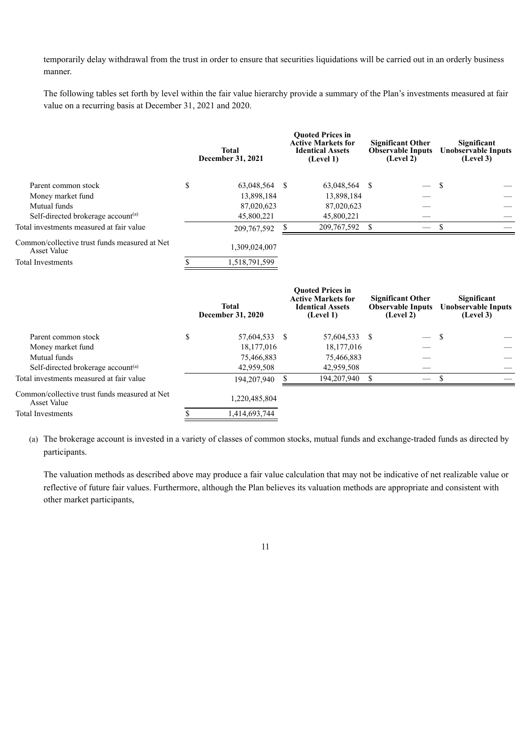temporarily delay withdrawal from the trust in order to ensure that securities liquidations will be carried out in an orderly business manner.

The following tables set forth by level within the fair value hierarchy provide a summary of the Plan's investments measured at fair value on a recurring basis at December 31, 2021 and 2020.

| | Total December 31, 2021 | Quoted Prices in Active Markets for Identical Assets (Level 1) | Significant Other Observable Inputs (Level 2) | Significant Unobservable Inputs (Level 3) |
|---|---|---|---|---|
| Parent common stock | $ 63,048,564 | $ 63,048,564 | $ — | $ — |
| Money market fund | 13,898,184 | 13,898,184 | — | — |
| Mutual funds | 87,020,623 | 87,020,623 | — | — |
| Self-directed brokerage account[(a)] | 45,800,221 | 45,800,221 | — | — |
| Total investments measured at fair value | 209,767,592 | $ 209,767,592 | $ — | $ — |
| Common/collective trust funds measured at Net Asset Value | 1,309,024,007 | | | |
| Total Investments | $ 1,518,791,599 | | | |

| | Total December 31, 2020 | Quoted Prices in Active Markets for Identical Assets (Level 1) | Significant Other Observable Inputs (Level 2) | Significant Unobservable Inputs (Level 3) |
|---|---|---|---|---|
| Parent common stock | $ 57,604,533 | $ 57,604,533 | $ — | $ — |
| Money market fund | 18,177,016 | 18,177,016 | — | — |
| Mutual funds | 75,466,883 | 75,466,883 | — | — |
| Self-directed brokerage account[(a)] | 42,959,508 | 42,959,508 | — | — |
| Total investments measured at fair value | 194,207,940 | $ 194,207,940 | $ — | $ — |
| Common/collective trust funds measured at Net Asset Value | 1,220,485,804 | | | |
| Total Investments | $ 1,414,693,744 | | | |

(a) The brokerage account is invested in a variety of classes of common stocks, mutual funds and exchange-traded funds as directed by participants.

The valuation methods as described above may produce a fair value calculation that may not be indicative of net realizable value or reflective of future fair values. Furthermore, although the Plan believes its valuation methods are appropriate and consistent with other market participants,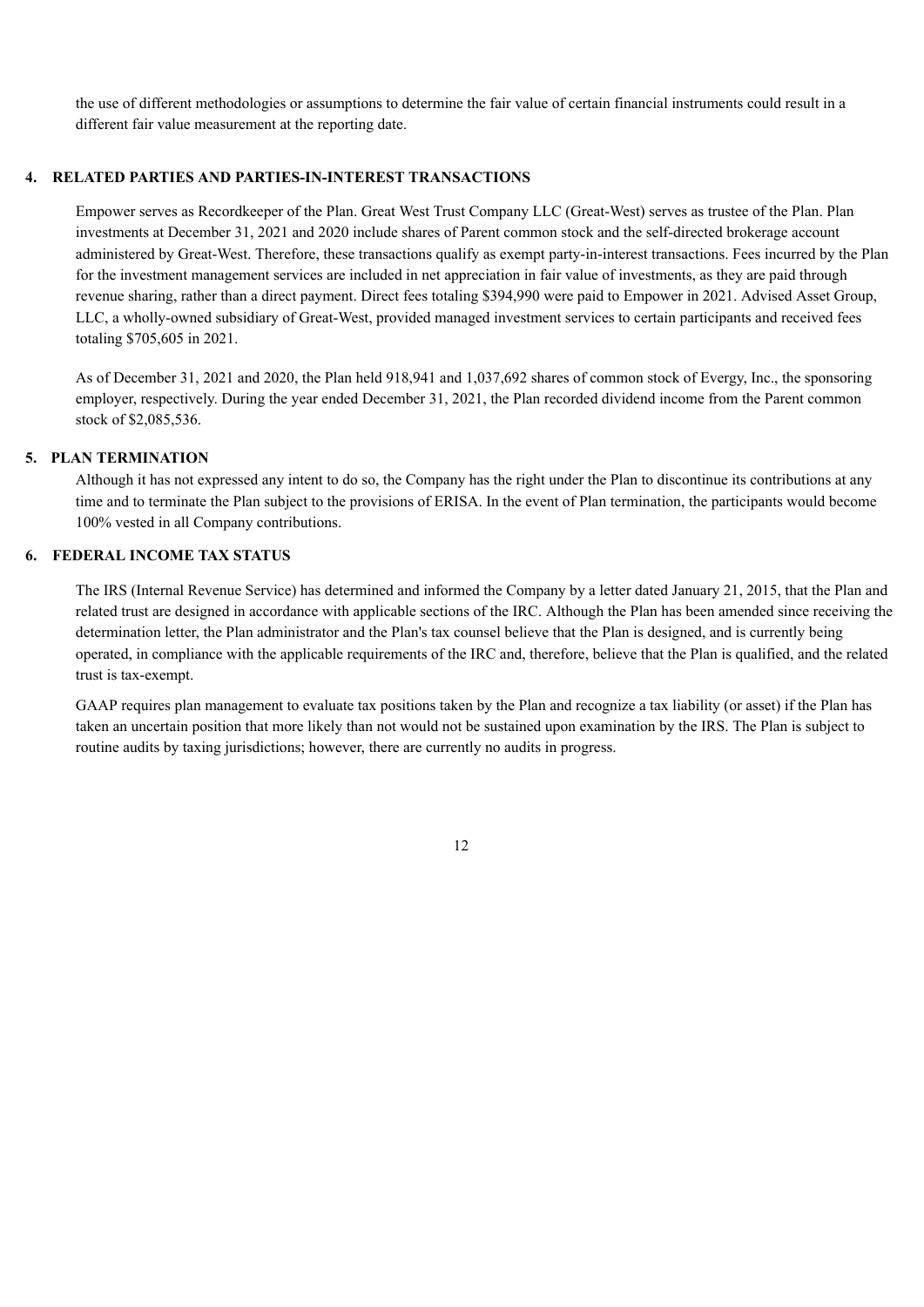the use of different methodologies or assumptions to determine the fair value of certain financial instruments could result in a different fair value measurement at the reporting date.

## 4. RELATED PARTIES AND PARTIES-IN-INTEREST TRANSACTIONS

Empower serves as Recordkeeper of the Plan. Great West Trust Company LLC (Great-West) serves as trustee of the Plan. Plan investments at December 31, 2021 and 2020 include shares of Parent common stock and the self-directed brokerage account administered by Great-West. Therefore, these transactions qualify as exempt party-in-interest transactions. Fees incurred by the Plan for the investment management services are included in net appreciation in fair value of investments, as they are paid through revenue sharing, rather than a direct payment. Direct fees totaling $394,990 were paid to Empower in 2021. Advised Asset Group, LLC, a wholly-owned subsidiary of Great-West, provided managed investment services to certain participants and received fees totaling $705,605 in 2021.

As of December 31, 2021 and 2020, the Plan held 918,941 and 1,037,692 shares of common stock of Evergy, Inc., the sponsoring employer, respectively. During the year ended December 31, 2021, the Plan recorded dividend income from the Parent common stock of $2,085,536.

## 5. PLAN TERMINATION

Although it has not expressed any intent to do so, the Company has the right under the Plan to discontinue its contributions at any time and to terminate the Plan subject to the provisions of ERISA. In the event of Plan termination, the participants would become 100% vested in all Company contributions.

## 6. FEDERAL INCOME TAX STATUS

The IRS (Internal Revenue Service) has determined and informed the Company by a letter dated January 21, 2015, that the Plan and related trust are designed in accordance with applicable sections of the IRC. Although the Plan has been amended since receiving the determination letter, the Plan administrator and the Plan's tax counsel believe that the Plan is designed, and is currently being operated, in compliance with the applicable requirements of the IRC and, therefore, believe that the Plan is qualified, and the related trust is tax-exempt.

GAAP requires plan management to evaluate tax positions taken by the Plan and recognize a tax liability (or asset) if the Plan has taken an uncertain position that more likely than not would not be sustained upon examination by the IRS. The Plan is subject to routine audits by taxing jurisdictions; however, there are currently no audits in progress.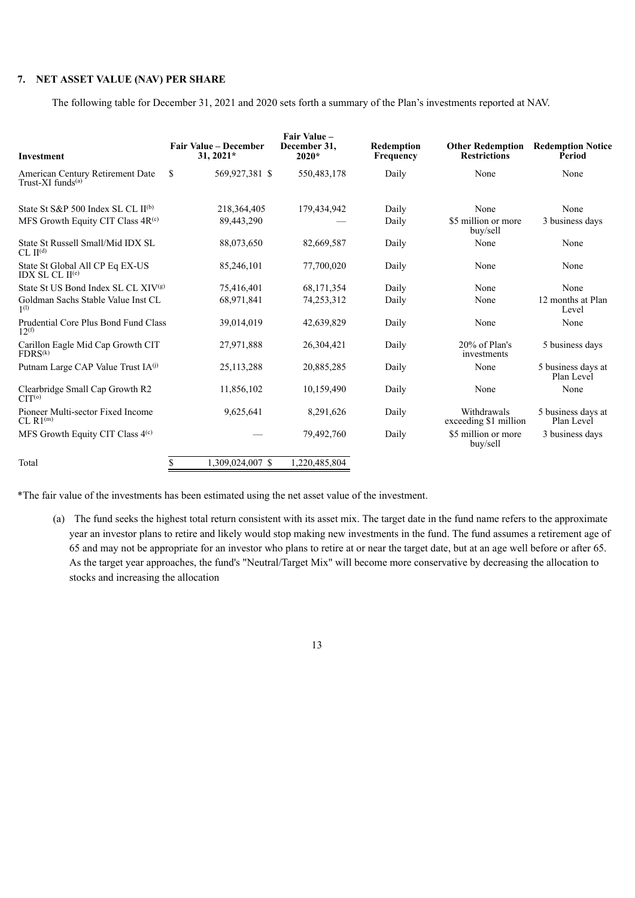## 7. NET ASSET VALUE (NAV) PER SHARE

The following table for December 31, 2021 and 2020 sets forth a summary of the Plan's investments reported at NAV.

| Investment | Fair Value – December 31, 2021* | Fair Value – December 31, 2020* | Redemption Frequency | Other Redemption Restrictions | Redemption Notice Period |
|---|---|---|---|---|---|
| American Century Retirement Date Trust-XI funds[(a)] | $ 569,927,381 | $ 550,483,178 | Daily | None | None |
| State St S&P 500 Index SL CL II[(b)] | 218,364,405 | 179,434,942 | Daily | None | None |
| MFS Growth Equity CIT Class 4R[(c)] | 89,443,290 | — | Daily | $5 million or more buy/sell | 3 business days |
| State St Russell Small/Mid IDX SL CL II[(d)] | 88,073,650 | 82,669,587 | Daily | None | None |
| State St Global All CP Eq EX-US IDX SL CL II[(e)] | 85,246,101 | 77,700,020 | Daily | None | None |
| State St US Bond Index SL CL XIV[(g)] | 75,416,401 | 68,171,354 | Daily | None | None |
| Goldman Sachs Stable Value Inst CL 1[(l)] | 68,971,841 | 74,253,312 | Daily | None | 12 months at Plan Level |
| Prudential Core Plus Bond Fund Class 12[(f)] | 39,014,019 | 42,639,829 | Daily | None | None |
| Carillon Eagle Mid Cap Growth CIT FDRS[(k)] | 27,971,888 | 26,304,421 | Daily | 20% of Plan's investments | 5 business days |
| Putnam Large CAP Value Trust IA[(j)] | 25,113,288 | 20,885,285 | Daily | None | 5 business days at Plan Level |
| Clearbridge Small Cap Growth R2 CIT[(o)] | 11,856,102 | 10,159,490 | Daily | None | None |
| Pioneer Multi-sector Fixed Income CL R1[(m)] | 9,625,641 | 8,291,626 | Daily | Withdrawals exceeding $1 million | 5 business days at Plan Level |
| MFS Growth Equity CIT Class 4[(c)] | — | 79,492,760 | Daily | $5 million or more buy/sell | 3 business days |
| Total | $ 1,309,024,007 | $ 1,220,485,804 | | | |

*The fair value of the investments has been estimated using the net asset value of the investment.

(a) The fund seeks the highest total return consistent with its asset mix. The target date in the fund name refers to the approximate year an investor plans to retire and likely would stop making new investments in the fund. The fund assumes a retirement age of 65 and may not be appropriate for an investor who plans to retire at or near the target date, but at an age well before or after 65. As the target year approaches, the fund's "Neutral/Target Mix" will become more conservative by decreasing the allocation to stocks and increasing the allocation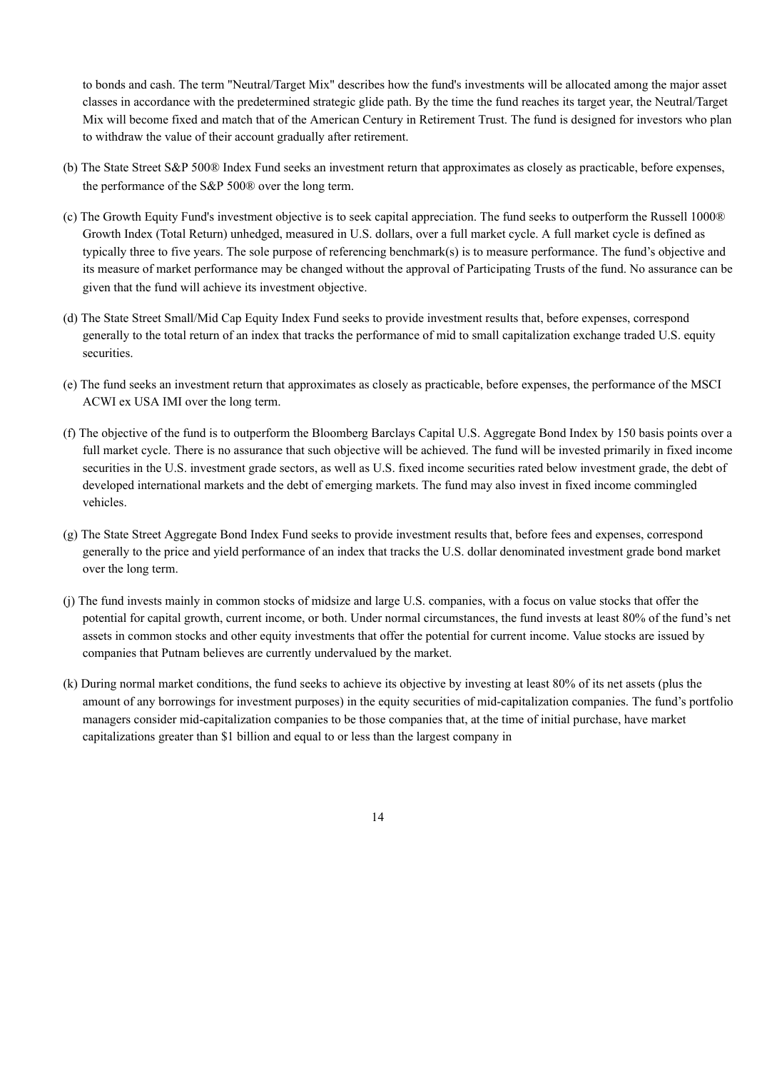to bonds and cash. The term "Neutral/Target Mix" describes how the fund's investments will be allocated among the major asset classes in accordance with the predetermined strategic glide path. By the time the fund reaches its target year, the Neutral/Target Mix will become fixed and match that of the American Century in Retirement Trust. The fund is designed for investors who plan to withdraw the value of their account gradually after retirement.

(b) The State Street S&P 500® Index Fund seeks an investment return that approximates as closely as practicable, before expenses, the performance of the S&P 500® over the long term.

(c) The Growth Equity Fund's investment objective is to seek capital appreciation. The fund seeks to outperform the Russell 1000® Growth Index (Total Return) unhedged, measured in U.S. dollars, over a full market cycle. A full market cycle is defined as typically three to five years. The sole purpose of referencing benchmark(s) is to measure performance. The fund's objective and its measure of market performance may be changed without the approval of Participating Trusts of the fund. No assurance can be given that the fund will achieve its investment objective.

(d) The State Street Small/Mid Cap Equity Index Fund seeks to provide investment results that, before expenses, correspond generally to the total return of an index that tracks the performance of mid to small capitalization exchange traded U.S. equity securities.

(e) The fund seeks an investment return that approximates as closely as practicable, before expenses, the performance of the MSCI ACWI ex USA IMI over the long term.

(f) The objective of the fund is to outperform the Bloomberg Barclays Capital U.S. Aggregate Bond Index by 150 basis points over a full market cycle. There is no assurance that such objective will be achieved. The fund will be invested primarily in fixed income securities in the U.S. investment grade sectors, as well as U.S. fixed income securities rated below investment grade, the debt of developed international markets and the debt of emerging markets. The fund may also invest in fixed income commingled vehicles.

(g) The State Street Aggregate Bond Index Fund seeks to provide investment results that, before fees and expenses, correspond generally to the price and yield performance of an index that tracks the U.S. dollar denominated investment grade bond market over the long term.

(j) The fund invests mainly in common stocks of midsize and large U.S. companies, with a focus on value stocks that offer the potential for capital growth, current income, or both. Under normal circumstances, the fund invests at least 80% of the fund's net assets in common stocks and other equity investments that offer the potential for current income. Value stocks are issued by companies that Putnam believes are currently undervalued by the market.

(k) During normal market conditions, the fund seeks to achieve its objective by investing at least 80% of its net assets (plus the amount of any borrowings for investment purposes) in the equity securities of mid-capitalization companies. The fund's portfolio managers consider mid-capitalization companies to be those companies that, at the time of initial purchase, have market capitalizations greater than $1 billion and equal to or less than the largest company in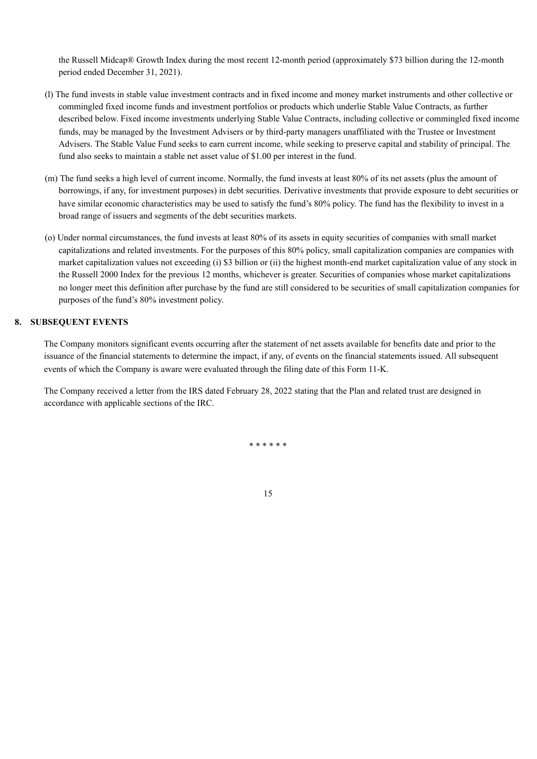the Russell Midcap® Growth Index during the most recent 12-month period (approximately $73 billion during the 12-month period ended December 31, 2021).

(l) The fund invests in stable value investment contracts and in fixed income and money market instruments and other collective or commingled fixed income funds and investment portfolios or products which underlie Stable Value Contracts, as further described below. Fixed income investments underlying Stable Value Contracts, including collective or commingled fixed income funds, may be managed by the Investment Advisers or by third-party managers unaffiliated with the Trustee or Investment Advisers. The Stable Value Fund seeks to earn current income, while seeking to preserve capital and stability of principal. The fund also seeks to maintain a stable net asset value of $1.00 per interest in the fund.

(m) The fund seeks a high level of current income. Normally, the fund invests at least 80% of its net assets (plus the amount of borrowings, if any, for investment purposes) in debt securities. Derivative investments that provide exposure to debt securities or have similar economic characteristics may be used to satisfy the fund's 80% policy. The fund has the flexibility to invest in a broad range of issuers and segments of the debt securities markets.

(o) Under normal circumstances, the fund invests at least 80% of its assets in equity securities of companies with small market capitalizations and related investments. For the purposes of this 80% policy, small capitalization companies are companies with market capitalization values not exceeding (i) $3 billion or (ii) the highest month-end market capitalization value of any stock in the Russell 2000 Index for the previous 12 months, whichever is greater. Securities of companies whose market capitalizations no longer meet this definition after purchase by the fund are still considered to be securities of small capitalization companies for purposes of the fund's 80% investment policy.

## 8. SUBSEQUENT EVENTS

The Company monitors significant events occurring after the statement of net assets available for benefits date and prior to the issuance of the financial statements to determine the impact, if any, of events on the financial statements issued. All subsequent events of which the Company is aware were evaluated through the filing date of this Form 11-K.

The Company received a letter from the IRS dated February 28, 2022 stating that the Plan and related trust are designed in accordance with applicable sections of the IRC.

* * * * * *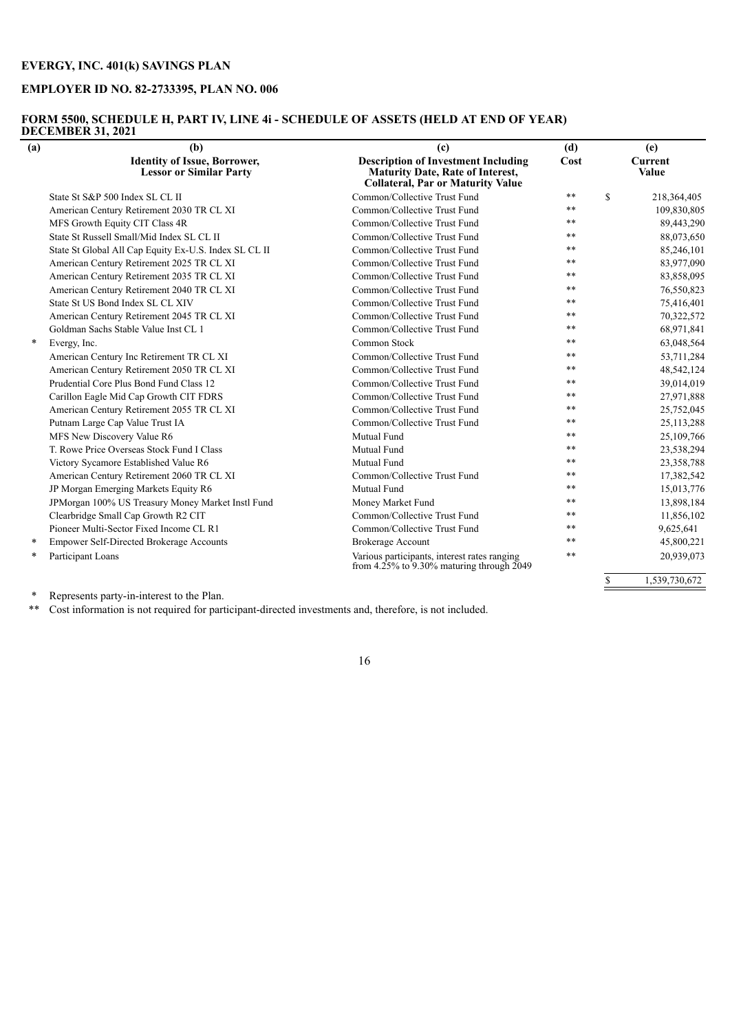**EVERGY, INC. 401(k) SAVINGS PLAN**

**EMPLOYER ID NO. 82-2733395, PLAN NO. 006**

**FORM 5500, SCHEDULE H, PART IV, LINE 4i - SCHEDULE OF ASSETS (HELD AT END OF YEAR) DECEMBER 31, 2021**

| (a) | (b) Identity of Issue, Borrower, Lessor or Similar Party | (c) Description of Investment Including Maturity Date, Rate of Interest, Collateral, Par or Maturity Value | (d) Cost | (e) Current Value |
|---|---|---|---|---|
| | State St S&P 500 Index SL CL II | Common/Collective Trust Fund | ** | $ 218,364,405 |
| | American Century Retirement 2030 TR CL XI | Common/Collective Trust Fund | ** | 109,830,805 |
| | MFS Growth Equity CIT Class 4R | Common/Collective Trust Fund | ** | 89,443,290 |
| | State St Russell Small/Mid Index SL CL II | Common/Collective Trust Fund | ** | 88,073,650 |
| | State St Global All Cap Equity Ex-U.S. Index SL CL II | Common/Collective Trust Fund | ** | 85,246,101 |
| | American Century Retirement 2025 TR CL XI | Common/Collective Trust Fund | ** | 83,977,090 |
| | American Century Retirement 2035 TR CL XI | Common/Collective Trust Fund | ** | 83,858,095 |
| | American Century Retirement 2040 TR CL XI | Common/Collective Trust Fund | ** | 76,550,823 |
| | State St US Bond Index SL CL XIV | Common/Collective Trust Fund | ** | 75,416,401 |
| | American Century Retirement 2045 TR CL XI | Common/Collective Trust Fund | ** | 70,322,572 |
| | Goldman Sachs Stable Value Inst CL 1 | Common/Collective Trust Fund | ** | 68,971,841 |
| * | Evergy, Inc. | Common Stock | ** | 63,048,564 |
| | American Century Inc Retirement TR CL XI | Common/Collective Trust Fund | ** | 53,711,284 |
| | American Century Retirement 2050 TR CL XI | Common/Collective Trust Fund | ** | 48,542,124 |
| | Prudential Core Plus Bond Fund Class 12 | Common/Collective Trust Fund | ** | 39,014,019 |
| | Carillon Eagle Mid Cap Growth CIT FDRS | Common/Collective Trust Fund | ** | 27,971,888 |
| | American Century Retirement 2055 TR CL XI | Common/Collective Trust Fund | ** | 25,752,045 |
| | Putnam Large Cap Value Trust IA | Common/Collective Trust Fund | ** | 25,113,288 |
| | MFS New Discovery Value R6 | Mutual Fund | ** | 25,109,766 |
| | T. Rowe Price Overseas Stock Fund I Class | Mutual Fund | ** | 23,538,294 |
| | Victory Sycamore Established Value R6 | Mutual Fund | ** | 23,358,788 |
| | American Century Retirement 2060 TR CL XI | Common/Collective Trust Fund | ** | 17,382,542 |
| | JP Morgan Emerging Markets Equity R6 | Mutual Fund | ** | 15,013,776 |
| | JPMorgan 100% US Treasury Money Market Instl Fund | Money Market Fund | ** | 13,898,184 |
| | Clearbridge Small Cap Growth R2 CIT | Common/Collective Trust Fund | ** | 11,856,102 |
| | Pioneer Multi-Sector Fixed Income CL R1 | Common/Collective Trust Fund | ** | 9,625,641 |
| * | Empower Self-Directed Brokerage Accounts | Brokerage Account | ** | 45,800,221 |
| * | Participant Loans | Various participants, interest rates ranging from 4.25% to 9.30% maturing through 2049 | ** | 20,939,073 |
| | | | | $ 1,539,730,672 |

\* Represents party-in-interest to the Plan.

\*\* Cost information is not required for participant-directed investments and, therefore, is not included.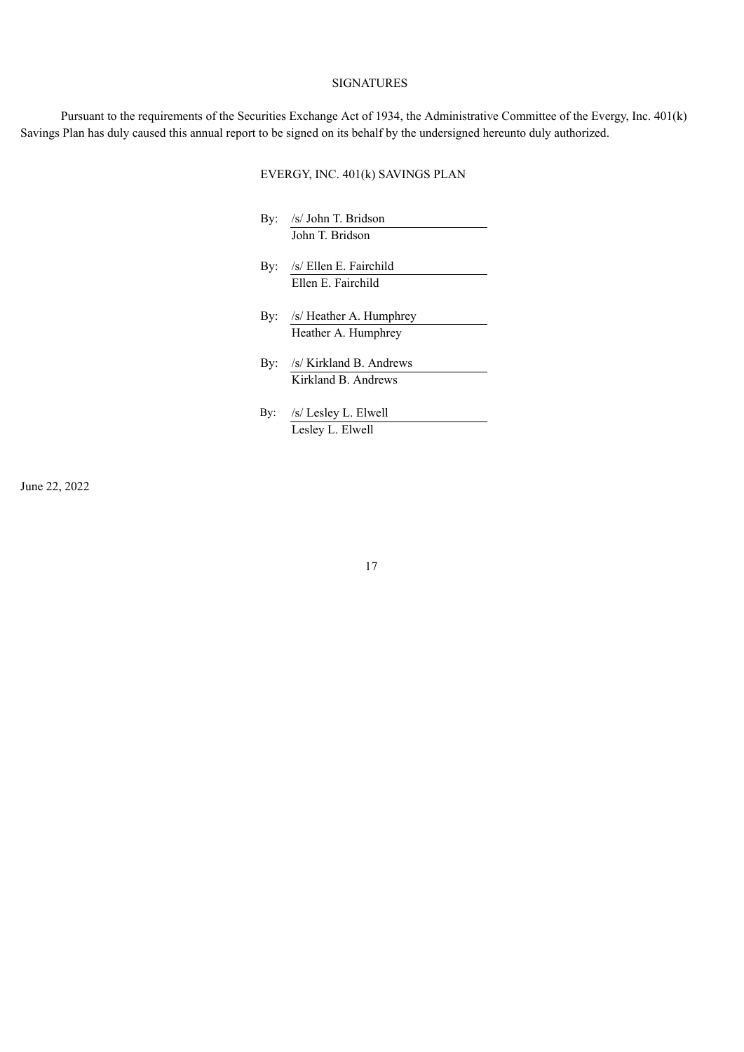# SIGNATURES

Pursuant to the requirements of the Securities Exchange Act of 1934, the Administrative Committee of the Evergy, Inc. 401(k) Savings Plan has duly caused this annual report to be signed on its behalf by the undersigned hereunto duly authorized.

EVERGY, INC. 401(k) SAVINGS PLAN

By: /s/ John T. Bridson
John T. Bridson

By: /s/ Ellen E. Fairchild
Ellen E. Fairchild

By: /s/ Heather A. Humphrey
Heather A. Humphrey

By: /s/ Kirkland B. Andrews
Kirkland B. Andrews

By: /s/ Lesley L. Elwell
Lesley L. Elwell

June 22, 2022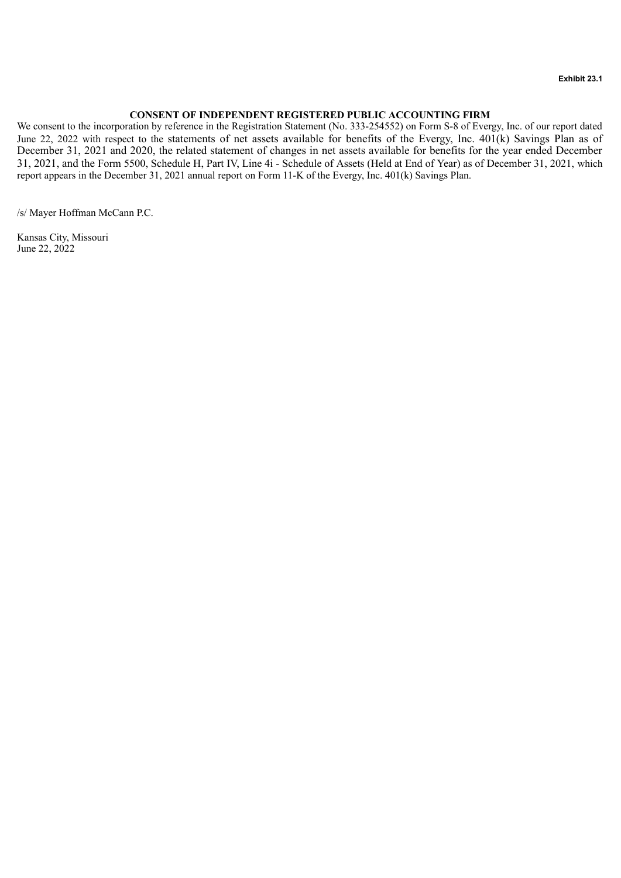**Exhibit 23.1**

# CONSENT OF INDEPENDENT REGISTERED PUBLIC ACCOUNTING FIRM

We consent to the incorporation by reference in the Registration Statement (No. 333-254552) on Form S-8 of Evergy, Inc. of our report dated June 22, 2022 with respect to the statements of net assets available for benefits of the Evergy, Inc. 401(k) Savings Plan as of December 31, 2021 and 2020, the related statement of changes in net assets available for benefits for the year ended December 31, 2021, and the Form 5500, Schedule H, Part IV, Line 4i - Schedule of Assets (Held at End of Year) as of December 31, 2021, which report appears in the December 31, 2021 annual report on Form 11-K of the Evergy, Inc. 401(k) Savings Plan.

/s/ Mayer Hoffman McCann P.C.

Kansas City, Missouri
June 22, 2022